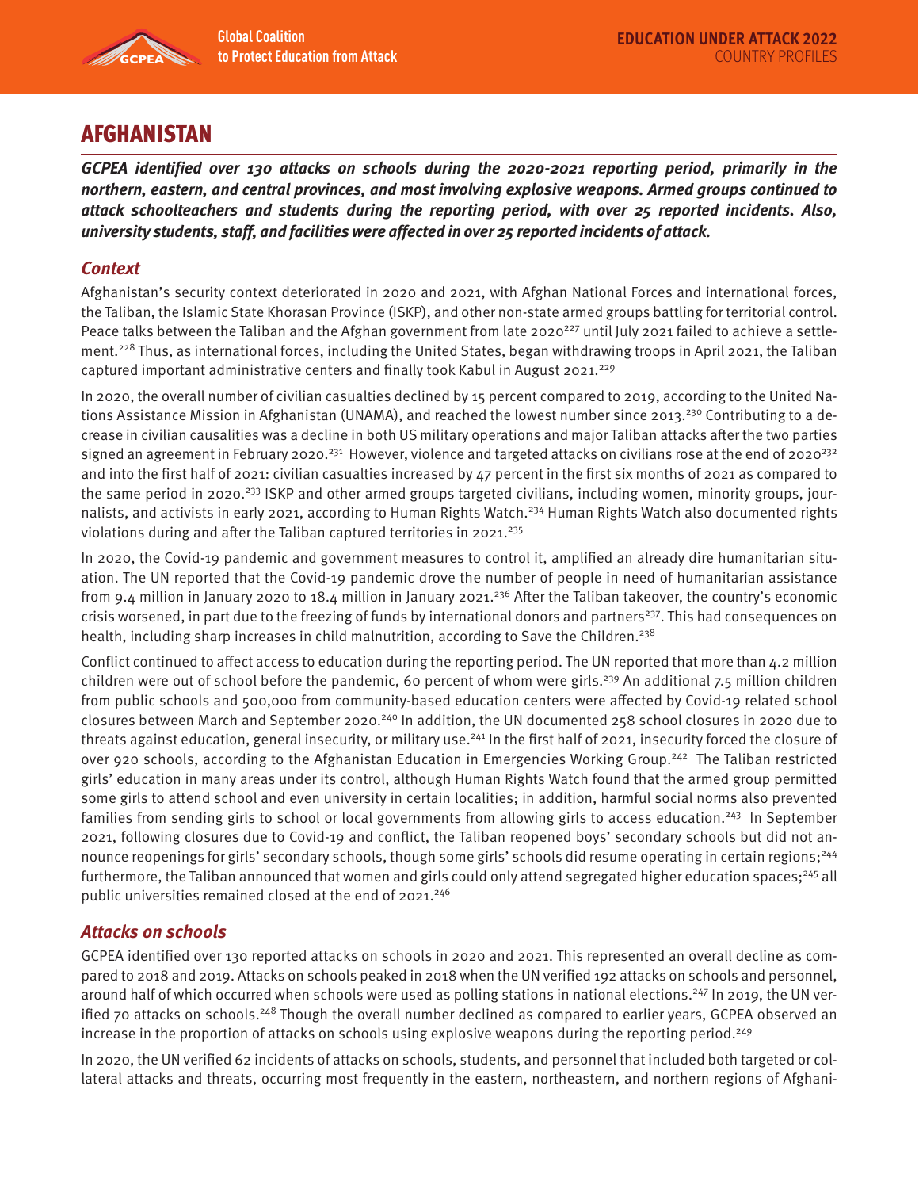# AFGHANISTAN

***GCPEA identified over 130 attacks on schools during the 2020-2021 reporting period, primarily in the northern, eastern, and central provinces, and most involving explosive weapons. Armed groups continued to attack schoolteachers and students during the reporting period, with over 25 reported incidents. Also, university students, staff, and facilities were affected in over 25 reported incidents of attack.***

## *Context*

Afghanistan's security context deteriorated in 2020 and 2021, with Afghan National Forces and international forces, the Taliban, the Islamic State Khorasan Province (ISKP), and other non-state armed groups battling for territorial control. Peace talks between the Taliban and the Afghan government from late 2020[227] until July 2021 failed to achieve a settlement.[228] Thus, as international forces, including the United States, began withdrawing troops in April 2021, the Taliban captured important administrative centers and finally took Kabul in August 2021.[229]

In 2020, the overall number of civilian casualties declined by 15 percent compared to 2019, according to the United Nations Assistance Mission in Afghanistan (UNAMA), and reached the lowest number since 2013.[230] Contributing to a decrease in civilian causalities was a decline in both US military operations and major Taliban attacks after the two parties signed an agreement in February 2020.[231] However, violence and targeted attacks on civilians rose at the end of 2020[232] and into the first half of 2021: civilian casualties increased by 47 percent in the first six months of 2021 as compared to the same period in 2020.[233] ISKP and other armed groups targeted civilians, including women, minority groups, journalists, and activists in early 2021, according to Human Rights Watch.[234] Human Rights Watch also documented rights violations during and after the Taliban captured territories in 2021.[235]

In 2020, the Covid-19 pandemic and government measures to control it, amplified an already dire humanitarian situation. The UN reported that the Covid-19 pandemic drove the number of people in need of humanitarian assistance from 9.4 million in January 2020 to 18.4 million in January 2021.[236] After the Taliban takeover, the country's economic crisis worsened, in part due to the freezing of funds by international donors and partners[237]. This had consequences on health, including sharp increases in child malnutrition, according to Save the Children.[238]

Conflict continued to affect access to education during the reporting period. The UN reported that more than 4.2 million children were out of school before the pandemic, 60 percent of whom were girls.[239] An additional 7.5 million children from public schools and 500,000 from community-based education centers were affected by Covid-19 related school closures between March and September 2020.[240] In addition, the UN documented 258 school closures in 2020 due to threats against education, general insecurity, or military use.[241] In the first half of 2021, insecurity forced the closure of over 920 schools, according to the Afghanistan Education in Emergencies Working Group.[242] The Taliban restricted girls' education in many areas under its control, although Human Rights Watch found that the armed group permitted some girls to attend school and even university in certain localities; in addition, harmful social norms also prevented families from sending girls to school or local governments from allowing girls to access education.[243] In September 2021, following closures due to Covid-19 and conflict, the Taliban reopened boys' secondary schools but did not announce reopenings for girls' secondary schools, though some girls' schools did resume operating in certain regions;[244] furthermore, the Taliban announced that women and girls could only attend segregated higher education spaces;[245] all public universities remained closed at the end of 2021.[246]

## *Attacks on schools*

GCPEA identified over 130 reported attacks on schools in 2020 and 2021. This represented an overall decline as compared to 2018 and 2019. Attacks on schools peaked in 2018 when the UN verified 192 attacks on schools and personnel, around half of which occurred when schools were used as polling stations in national elections.[247] In 2019, the UN verified 70 attacks on schools.[248] Though the overall number declined as compared to earlier years, GCPEA observed an increase in the proportion of attacks on schools using explosive weapons during the reporting period.[249]

In 2020, the UN verified 62 incidents of attacks on schools, students, and personnel that included both targeted or collateral attacks and threats, occurring most frequently in the eastern, northeastern, and northern regions of Afghani-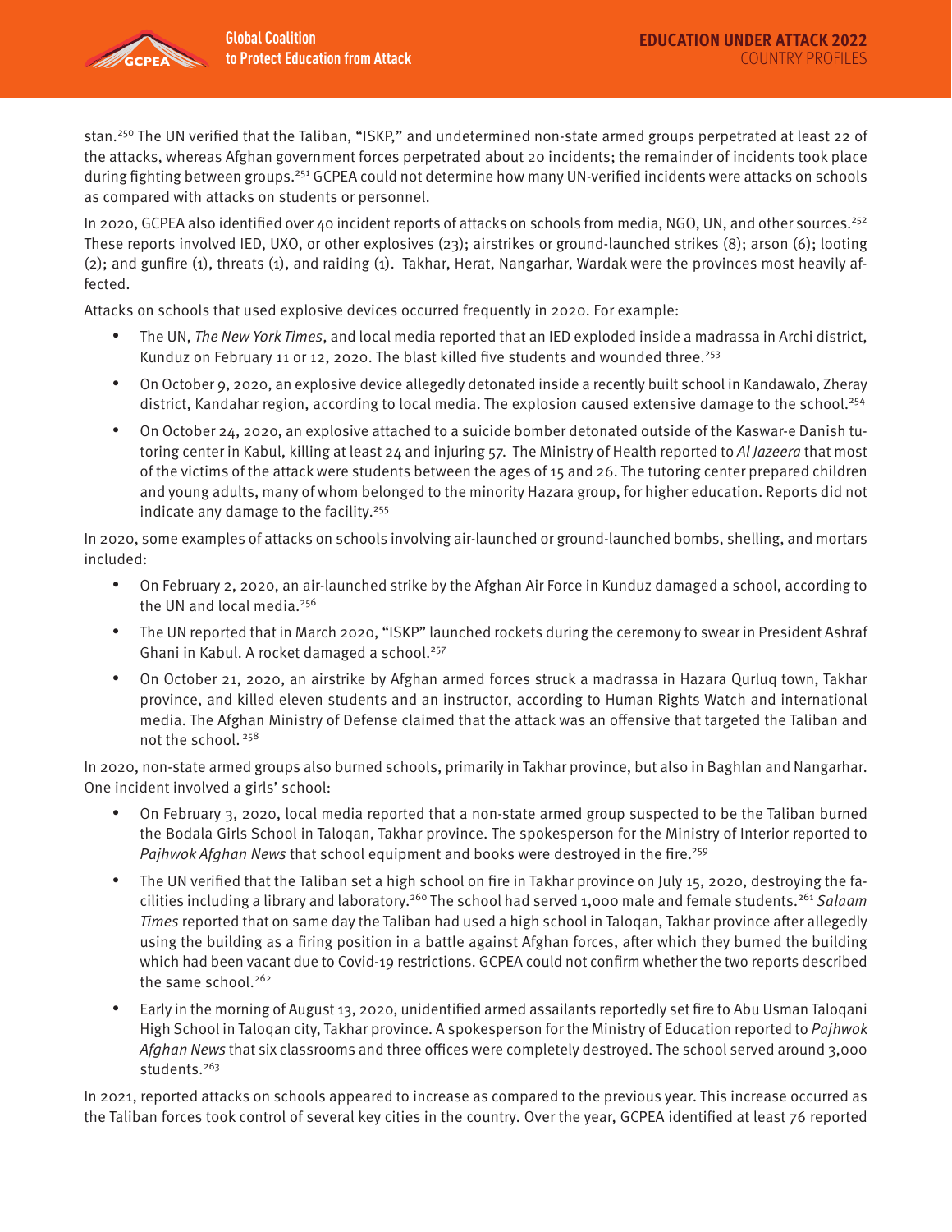stan.[250] The UN verified that the Taliban, "ISKP," and undetermined non-state armed groups perpetrated at least 22 of the attacks, whereas Afghan government forces perpetrated about 20 incidents; the remainder of incidents took place during fighting between groups.[251] GCPEA could not determine how many UN-verified incidents were attacks on schools as compared with attacks on students or personnel.

In 2020, GCPEA also identified over 40 incident reports of attacks on schools from media, NGO, UN, and other sources.[252] These reports involved IED, UXO, or other explosives (23); airstrikes or ground-launched strikes (8); arson (6); looting (2); and gunfire (1), threats (1), and raiding (1). Takhar, Herat, Nangarhar, Wardak were the provinces most heavily affected.

Attacks on schools that used explosive devices occurred frequently in 2020. For example:

- The UN, *The New York Times*, and local media reported that an IED exploded inside a madrassa in Archi district, Kunduz on February 11 or 12, 2020. The blast killed five students and wounded three.[253]
- On October 9, 2020, an explosive device allegedly detonated inside a recently built school in Kandawalo, Zheray district, Kandahar region, according to local media. The explosion caused extensive damage to the school.[254]
- On October 24, 2020, an explosive attached to a suicide bomber detonated outside of the Kaswar-e Danish tutoring center in Kabul, killing at least 24 and injuring 57. The Ministry of Health reported to *Al Jazeera* that most of the victims of the attack were students between the ages of 15 and 26. The tutoring center prepared children and young adults, many of whom belonged to the minority Hazara group, for higher education. Reports did not indicate any damage to the facility.[255]

In 2020, some examples of attacks on schools involving air-launched or ground-launched bombs, shelling, and mortars included:

- On February 2, 2020, an air-launched strike by the Afghan Air Force in Kunduz damaged a school, according to the UN and local media.[256]
- The UN reported that in March 2020, "ISKP" launched rockets during the ceremony to swear in President Ashraf Ghani in Kabul. A rocket damaged a school.[257]
- On October 21, 2020, an airstrike by Afghan armed forces struck a madrassa in Hazara Qurluq town, Takhar province, and killed eleven students and an instructor, according to Human Rights Watch and international media. The Afghan Ministry of Defense claimed that the attack was an offensive that targeted the Taliban and not the school.[258]

In 2020, non-state armed groups also burned schools, primarily in Takhar province, but also in Baghlan and Nangarhar. One incident involved a girls' school:

- On February 3, 2020, local media reported that a non-state armed group suspected to be the Taliban burned the Bodala Girls School in Taloqan, Takhar province. The spokesperson for the Ministry of Interior reported to *Pajhwok Afghan News* that school equipment and books were destroyed in the fire.[259]
- The UN verified that the Taliban set a high school on fire in Takhar province on July 15, 2020, destroying the facilities including a library and laboratory.[260] The school had served 1,000 male and female students.[261] *Salaam Times* reported that on same day the Taliban had used a high school in Taloqan, Takhar province after allegedly using the building as a firing position in a battle against Afghan forces, after which they burned the building which had been vacant due to Covid-19 restrictions. GCPEA could not confirm whether the two reports described the same school.[262]
- Early in the morning of August 13, 2020, unidentified armed assailants reportedly set fire to Abu Usman Taloqani High School in Taloqan city, Takhar province. A spokesperson for the Ministry of Education reported to *Pajhwok Afghan News* that six classrooms and three offices were completely destroyed. The school served around 3,000 students.[263]

In 2021, reported attacks on schools appeared to increase as compared to the previous year. This increase occurred as the Taliban forces took control of several key cities in the country. Over the year, GCPEA identified at least 76 reported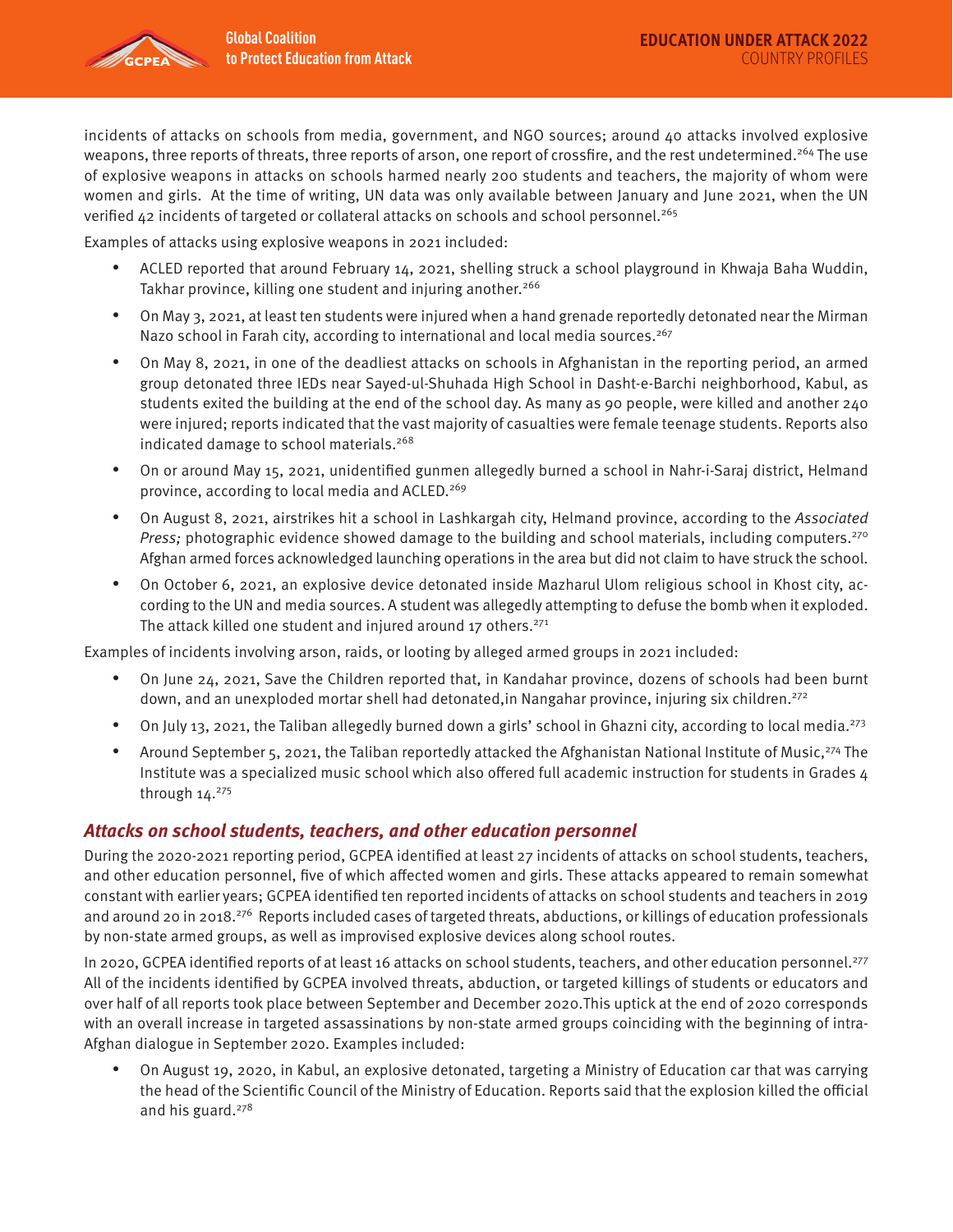incidents of attacks on schools from media, government, and NGO sources; around 40 attacks involved explosive weapons, three reports of threats, three reports of arson, one report of crossfire, and the rest undetermined.[264] The use of explosive weapons in attacks on schools harmed nearly 200 students and teachers, the majority of whom were women and girls. At the time of writing, UN data was only available between January and June 2021, when the UN verified 42 incidents of targeted or collateral attacks on schools and school personnel.[265]

Examples of attacks using explosive weapons in 2021 included:

- ACLED reported that around February 14, 2021, shelling struck a school playground in Khwaja Baha Wuddin, Takhar province, killing one student and injuring another.[266]
- On May 3, 2021, at least ten students were injured when a hand grenade reportedly detonated near the Mirman Nazo school in Farah city, according to international and local media sources.[267]
- On May 8, 2021, in one of the deadliest attacks on schools in Afghanistan in the reporting period, an armed group detonated three IEDs near Sayed-ul-Shuhada High School in Dasht-e-Barchi neighborhood, Kabul, as students exited the building at the end of the school day. As many as 90 people, were killed and another 240 were injured; reports indicated that the vast majority of casualties were female teenage students. Reports also indicated damage to school materials.[268]
- On or around May 15, 2021, unidentified gunmen allegedly burned a school in Nahr-i-Saraj district, Helmand province, according to local media and ACLED.[269]
- On August 8, 2021, airstrikes hit a school in Lashkargah city, Helmand province, according to the *Associated Press;* photographic evidence showed damage to the building and school materials, including computers.[270] Afghan armed forces acknowledged launching operations in the area but did not claim to have struck the school.
- On October 6, 2021, an explosive device detonated inside Mazharul Ulom religious school in Khost city, according to the UN and media sources. A student was allegedly attempting to defuse the bomb when it exploded. The attack killed one student and injured around 17 others.[271]

Examples of incidents involving arson, raids, or looting by alleged armed groups in 2021 included:

- On June 24, 2021, Save the Children reported that, in Kandahar province, dozens of schools had been burnt down, and an unexploded mortar shell had detonated,in Nangahar province, injuring six children.[272]
- On July 13, 2021, the Taliban allegedly burned down a girls' school in Ghazni city, according to local media.[273]
- Around September 5, 2021, the Taliban reportedly attacked the Afghanistan National Institute of Music,[274] The Institute was a specialized music school which also offered full academic instruction for students in Grades 4 through 14.[275]

## *Attacks on school students, teachers, and other education personnel*

During the 2020-2021 reporting period, GCPEA identified at least 27 incidents of attacks on school students, teachers, and other education personnel, five of which affected women and girls. These attacks appeared to remain somewhat constant with earlier years; GCPEA identified ten reported incidents of attacks on school students and teachers in 2019 and around 20 in 2018.[276] Reports included cases of targeted threats, abductions, or killings of education professionals by non-state armed groups, as well as improvised explosive devices along school routes.

In 2020, GCPEA identified reports of at least 16 attacks on school students, teachers, and other education personnel.[277] All of the incidents identified by GCPEA involved threats, abduction, or targeted killings of students or educators and over half of all reports took place between September and December 2020.This uptick at the end of 2020 corresponds with an overall increase in targeted assassinations by non-state armed groups coinciding with the beginning of intra-Afghan dialogue in September 2020. Examples included:

- On August 19, 2020, in Kabul, an explosive detonated, targeting a Ministry of Education car that was carrying the head of the Scientific Council of the Ministry of Education. Reports said that the explosion killed the official and his guard.[278]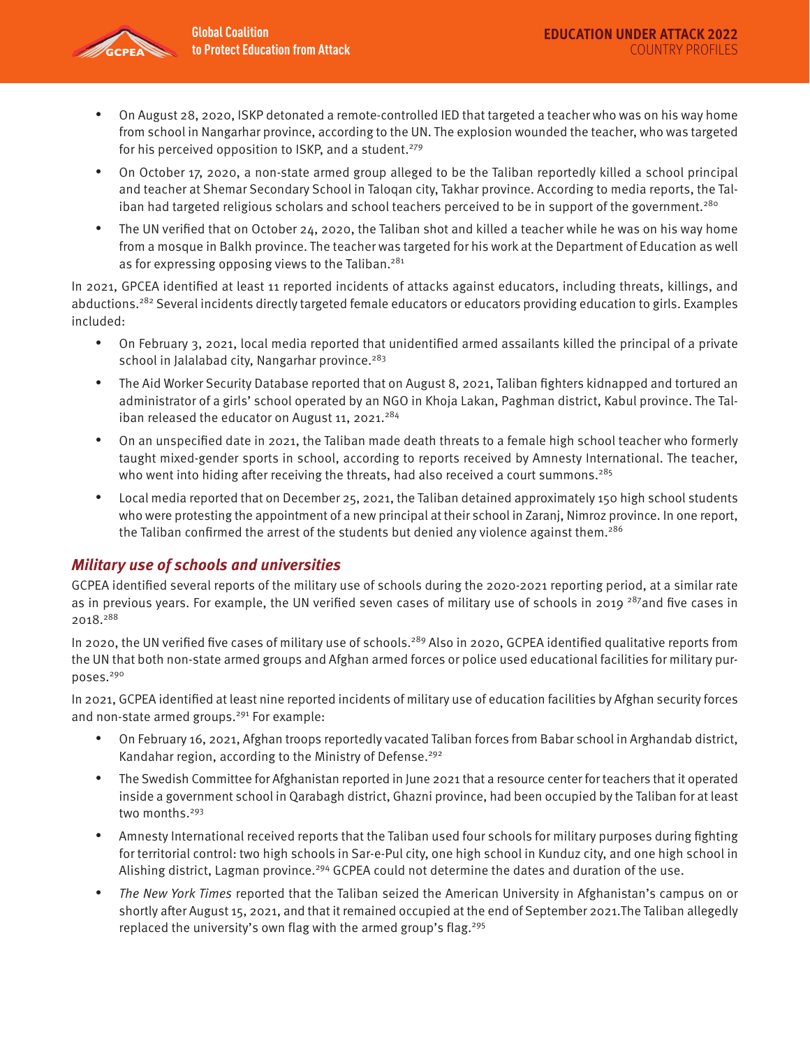- On August 28, 2020, ISKP detonated a remote-controlled IED that targeted a teacher who was on his way home from school in Nangarhar province, according to the UN. The explosion wounded the teacher, who was targeted for his perceived opposition to ISKP, and a student.[279]
- On October 17, 2020, a non-state armed group alleged to be the Taliban reportedly killed a school principal and teacher at Shemar Secondary School in Taloqan city, Takhar province. According to media reports, the Taliban had targeted religious scholars and school teachers perceived to be in support of the government.[280]
- The UN verified that on October 24, 2020, the Taliban shot and killed a teacher while he was on his way home from a mosque in Balkh province. The teacher was targeted for his work at the Department of Education as well as for expressing opposing views to the Taliban.[281]

In 2021, GPCEA identified at least 11 reported incidents of attacks against educators, including threats, killings, and abductions.[282] Several incidents directly targeted female educators or educators providing education to girls. Examples included:

- On February 3, 2021, local media reported that unidentified armed assailants killed the principal of a private school in Jalalabad city, Nangarhar province.[283]
- The Aid Worker Security Database reported that on August 8, 2021, Taliban fighters kidnapped and tortured an administrator of a girls' school operated by an NGO in Khoja Lakan, Paghman district, Kabul province. The Taliban released the educator on August 11, 2021.[284]
- On an unspecified date in 2021, the Taliban made death threats to a female high school teacher who formerly taught mixed-gender sports in school, according to reports received by Amnesty International. The teacher, who went into hiding after receiving the threats, had also received a court summons.[285]
- Local media reported that on December 25, 2021, the Taliban detained approximately 150 high school students who were protesting the appointment of a new principal at their school in Zaranj, Nimroz province. In one report, the Taliban confirmed the arrest of the students but denied any violence against them.[286]

### *Military use of schools and universities*

GCPEA identified several reports of the military use of schools during the 2020-2021 reporting period, at a similar rate as in previous years. For example, the UN verified seven cases of military use of schools in 2019 [287]and five cases in 2018.[288]

In 2020, the UN verified five cases of military use of schools.[289] Also in 2020, GCPEA identified qualitative reports from the UN that both non-state armed groups and Afghan armed forces or police used educational facilities for military purposes.[290]

In 2021, GCPEA identified at least nine reported incidents of military use of education facilities by Afghan security forces and non-state armed groups.[291] For example:

- On February 16, 2021, Afghan troops reportedly vacated Taliban forces from Babar school in Arghandab district, Kandahar region, according to the Ministry of Defense.[292]
- The Swedish Committee for Afghanistan reported in June 2021 that a resource center for teachers that it operated inside a government school in Qarabagh district, Ghazni province, had been occupied by the Taliban for at least two months.[293]
- Amnesty International received reports that the Taliban used four schools for military purposes during fighting for territorial control: two high schools in Sar-e-Pul city, one high school in Kunduz city, and one high school in Alishing district, Lagman province.[294] GCPEA could not determine the dates and duration of the use.
- *The New York Times* reported that the Taliban seized the American University in Afghanistan's campus on or shortly after August 15, 2021, and that it remained occupied at the end of September 2021.The Taliban allegedly replaced the university's own flag with the armed group's flag.[295]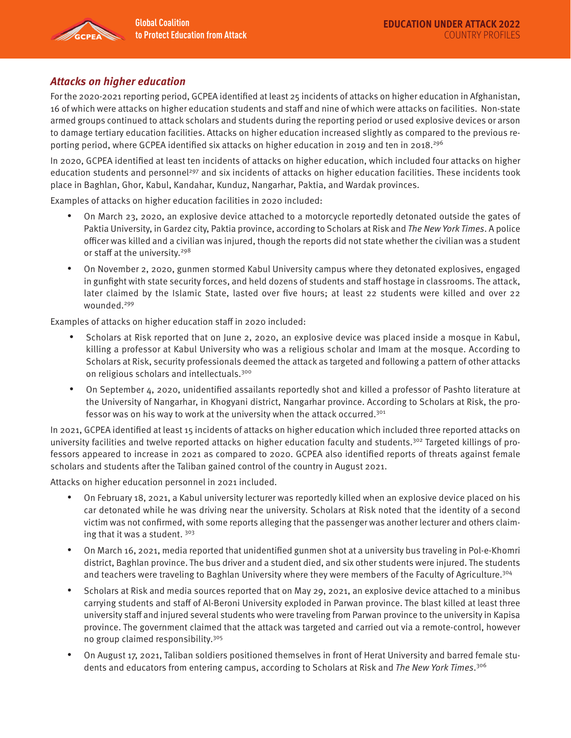### *Attacks on higher education*

For the 2020-2021 reporting period, GCPEA identified at least 25 incidents of attacks on higher education in Afghanistan, 16 of which were attacks on higher education students and staff and nine of which were attacks on facilities. Non-state armed groups continued to attack scholars and students during the reporting period or used explosive devices or arson to damage tertiary education facilities. Attacks on higher education increased slightly as compared to the previous reporting period, where GCPEA identified six attacks on higher education in 2019 and ten in 2018.[296]

In 2020, GCPEA identified at least ten incidents of attacks on higher education, which included four attacks on higher education students and personnel[297] and six incidents of attacks on higher education facilities. These incidents took place in Baghlan, Ghor, Kabul, Kandahar, Kunduz, Nangarhar, Paktia, and Wardak provinces.

Examples of attacks on higher education facilities in 2020 included:

- On March 23, 2020, an explosive device attached to a motorcycle reportedly detonated outside the gates of Paktia University, in Gardez city, Paktia province, according to Scholars at Risk and *The New York Times*. A police officer was killed and a civilian was injured, though the reports did not state whether the civilian was a student or staff at the university.[298]
- On November 2, 2020, gunmen stormed Kabul University campus where they detonated explosives, engaged in gunfight with state security forces, and held dozens of students and staff hostage in classrooms. The attack, later claimed by the Islamic State, lasted over five hours; at least 22 students were killed and over 22 wounded.[299]

Examples of attacks on higher education staff in 2020 included:

- Scholars at Risk reported that on June 2, 2020, an explosive device was placed inside a mosque in Kabul, killing a professor at Kabul University who was a religious scholar and Imam at the mosque. According to Scholars at Risk, security professionals deemed the attack as targeted and following a pattern of other attacks on religious scholars and intellectuals.[300]
- On September 4, 2020, unidentified assailants reportedly shot and killed a professor of Pashto literature at the University of Nangarhar, in Khogyani district, Nangarhar province. According to Scholars at Risk, the professor was on his way to work at the university when the attack occurred.[301]

In 2021, GCPEA identified at least 15 incidents of attacks on higher education which included three reported attacks on university facilities and twelve reported attacks on higher education faculty and students.[302] Targeted killings of professors appeared to increase in 2021 as compared to 2020. GCPEA also identified reports of threats against female scholars and students after the Taliban gained control of the country in August 2021.

Attacks on higher education personnel in 2021 included.

- On February 18, 2021, a Kabul university lecturer was reportedly killed when an explosive device placed on his car detonated while he was driving near the university. Scholars at Risk noted that the identity of a second victim was not confirmed, with some reports alleging that the passenger was another lecturer and others claiming that it was a student. [303]
- On March 16, 2021, media reported that unidentified gunmen shot at a university bus traveling in Pol-e-Khomri district, Baghlan province. The bus driver and a student died, and six other students were injured. The students and teachers were traveling to Baghlan University where they were members of the Faculty of Agriculture.[304]
- Scholars at Risk and media sources reported that on May 29, 2021, an explosive device attached to a minibus carrying students and staff of Al-Beroni University exploded in Parwan province. The blast killed at least three university staff and injured several students who were traveling from Parwan province to the university in Kapisa province. The government claimed that the attack was targeted and carried out via a remote-control, however no group claimed responsibility.[305]
- On August 17, 2021, Taliban soldiers positioned themselves in front of Herat University and barred female students and educators from entering campus, according to Scholars at Risk and *The New York Times*.[306]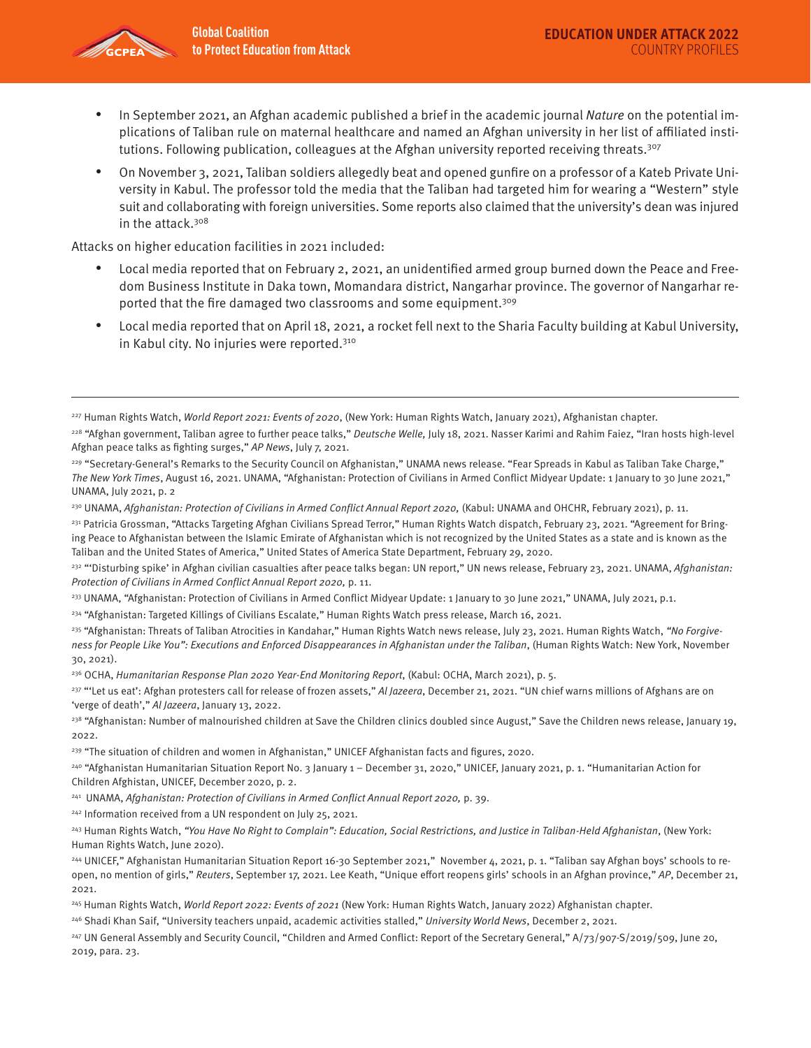- In September 2021, an Afghan academic published a brief in the academic journal *Nature* on the potential implications of Taliban rule on maternal healthcare and named an Afghan university in her list of affiliated institutions. Following publication, colleagues at the Afghan university reported receiving threats.[307]
- On November 3, 2021, Taliban soldiers allegedly beat and opened gunfire on a professor of a Kateb Private University in Kabul. The professor told the media that the Taliban had targeted him for wearing a "Western" style suit and collaborating with foreign universities. Some reports also claimed that the university's dean was injured in the attack.[308]

Attacks on higher education facilities in 2021 included:

- Local media reported that on February 2, 2021, an unidentified armed group burned down the Peace and Freedom Business Institute in Daka town, Momandara district, Nangarhar province. The governor of Nangarhar reported that the fire damaged two classrooms and some equipment.[309]
- Local media reported that on April 18, 2021, a rocket fell next to the Sharia Faculty building at Kabul University, in Kabul city. No injuries were reported.[310]

---

[227] Human Rights Watch, *World Report 2021: Events of 2020*, (New York: Human Rights Watch, January 2021), Afghanistan chapter.

[228] "Afghan government, Taliban agree to further peace talks," *Deutsche Welle,* July 18, 2021. Nasser Karimi and Rahim Faiez, "Iran hosts high-level Afghan peace talks as fighting surges," *AP News*, July 7, 2021.

[229] "Secretary-General's Remarks to the Security Council on Afghanistan," UNAMA news release. "Fear Spreads in Kabul as Taliban Take Charge," *The New York Times*, August 16, 2021. UNAMA, "Afghanistan: Protection of Civilians in Armed Conflict Midyear Update: 1 January to 30 June 2021," UNAMA, July 2021, p. 2

[230] UNAMA, *Afghanistan: Protection of Civilians in Armed Conflict Annual Report 2020,* (Kabul: UNAMA and OHCHR, February 2021), p. 11.

[231] Patricia Grossman, "Attacks Targeting Afghan Civilians Spread Terror," Human Rights Watch dispatch, February 23, 2021. "Agreement for Bringing Peace to Afghanistan between the Islamic Emirate of Afghanistan which is not recognized by the United States as a state and is known as the Taliban and the United States of America," United States of America State Department, February 29, 2020.

[232] "'Disturbing spike' in Afghan civilian casualties after peace talks began: UN report," UN news release, February 23, 2021. UNAMA, *Afghanistan: Protection of Civilians in Armed Conflict Annual Report 2020,* p. 11.

[233] UNAMA, "Afghanistan: Protection of Civilians in Armed Conflict Midyear Update: 1 January to 30 June 2021," UNAMA, July 2021, p.1.

[234] "Afghanistan: Targeted Killings of Civilians Escalate," Human Rights Watch press release, March 16, 2021.

[235] "Afghanistan: Threats of Taliban Atrocities in Kandahar," Human Rights Watch news release, July 23, 2021. Human Rights Watch, *"No Forgiveness for People Like You": Executions and Enforced Disappearances in Afghanistan under the Taliban*, (Human Rights Watch: New York, November 30, 2021).

[236] OCHA, *Humanitarian Response Plan 2020 Year-End Monitoring Report*, (Kabul: OCHA, March 2021), p. 5.

[237] "'Let us eat': Afghan protesters call for release of frozen assets," *Al Jazeera*, December 21, 2021. "UN chief warns millions of Afghans are on 'verge of death'," *Al Jazeera*, January 13, 2022.

[238] "Afghanistan: Number of malnourished children at Save the Children clinics doubled since August," Save the Children news release, January 19, 2022.

[239] "The situation of children and women in Afghanistan," UNICEF Afghanistan facts and figures, 2020.

[240] "Afghanistan Humanitarian Situation Report No. 3 January 1 – December 31, 2020," UNICEF, January 2021, p. 1. "Humanitarian Action for Children Afghistan, UNICEF, December 2020, p. 2.

[241] UNAMA, *Afghanistan: Protection of Civilians in Armed Conflict Annual Report 2020,* p. 39.

[242] Information received from a UN respondent on July 25, 2021.

[243] Human Rights Watch, *"You Have No Right to Complain": Education, Social Restrictions, and Justice in Taliban-Held Afghanistan*, (New York: Human Rights Watch, June 2020).

[244] UNICEF," Afghanistan Humanitarian Situation Report 16-30 September 2021," November 4, 2021, p. 1. "Taliban say Afghan boys' schools to reopen, no mention of girls," *Reuters*, September 17, 2021. Lee Keath, "Unique effort reopens girls' schools in an Afghan province," *AP*, December 21, 2021.

[245] Human Rights Watch, *World Report 2022: Events of 2021* (New York: Human Rights Watch, January 2022) Afghanistan chapter.

[246] Shadi Khan Saif, "University teachers unpaid, academic activities stalled," *University World News*, December 2, 2021.

[247] UN General Assembly and Security Council, "Children and Armed Conflict: Report of the Secretary General," A/73/907-S/2019/509, June 20, 2019, para. 23.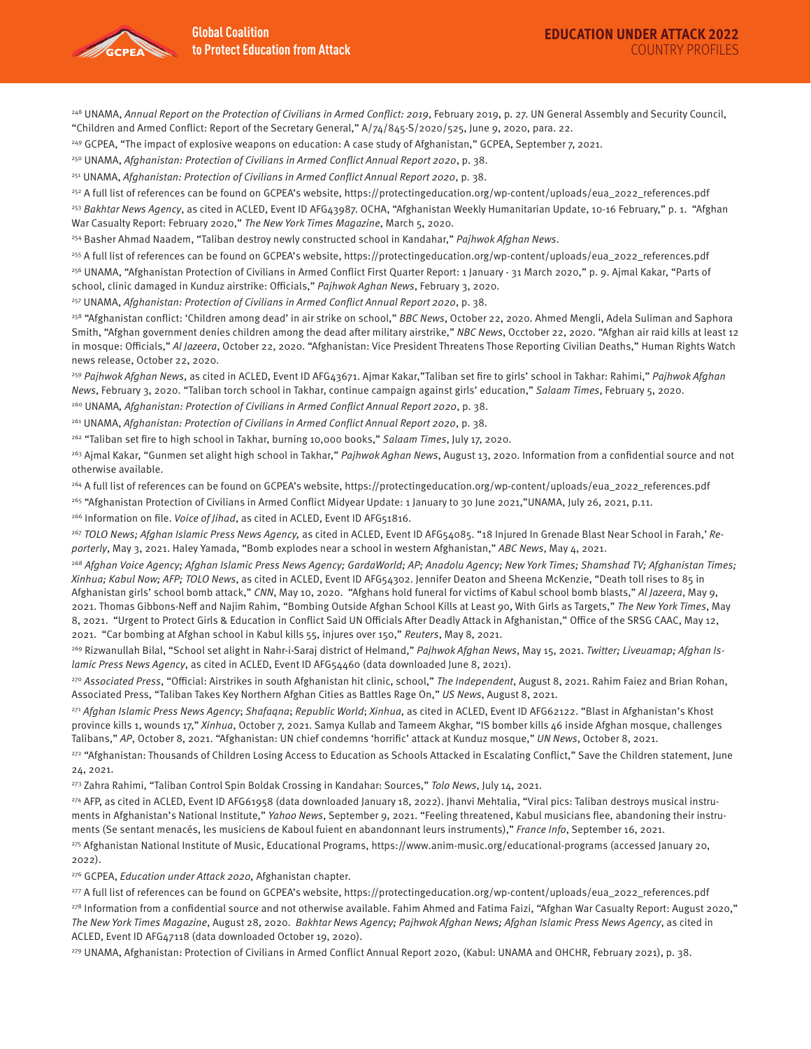[248] UNAMA, *Annual Report on the Protection of Civilians in Armed Conflict: 2019*, February 2019, p. 27. UN General Assembly and Security Council, "Children and Armed Conflict: Report of the Secretary General," A/74/845-S/2020/525, June 9, 2020, para. 22.

[249] GCPEA, "The impact of explosive weapons on education: A case study of Afghanistan," GCPEA, September 7, 2021.

[250] UNAMA, *Afghanistan: Protection of Civilians in Armed Conflict Annual Report 2020*, p. 38.

[251] UNAMA, *Afghanistan: Protection of Civilians in Armed Conflict Annual Report 2020*, p. 38.

[252] A full list of references can be found on GCPEA's website, https://protectingeducation.org/wp-content/uploads/eua_2022_references.pdf

[253] *Bakhtar News Agency*, as cited in ACLED, Event ID AFG43987. OCHA, "Afghanistan Weekly Humanitarian Update, 10-16 February," p. 1. "Afghan War Casualty Report: February 2020," *The New York Times Magazine*, March 5, 2020.

[254] Basher Ahmad Naadem, "Taliban destroy newly constructed school in Kandahar," *Pajhwok Afghan News*.

[255] A full list of references can be found on GCPEA's website, https://protectingeducation.org/wp-content/uploads/eua_2022_references.pdf

[256] UNAMA, "Afghanistan Protection of Civilians in Armed Conflict First Quarter Report: 1 January - 31 March 2020," p. 9. Ajmal Kakar, "Parts of school, clinic damaged in Kunduz airstrike: Officials," *Pajhwok Aghan News*, February 3, 2020.

[257] UNAMA, *Afghanistan: Protection of Civilians in Armed Conflict Annual Report 2020*, p. 38.

[258] "Afghanistan conflict: 'Children among dead' in air strike on school," *BBC News*, October 22, 2020. Ahmed Mengli, Adela Suliman and Saphora Smith, "Afghan government denies children among the dead after military airstrike," *NBC News*, Occtober 22, 2020. "Afghan air raid kills at least 12 in mosque: Officials," *Al Jazeera*, October 22, 2020. "Afghanistan: Vice President Threatens Those Reporting Civilian Deaths," Human Rights Watch news release, October 22, 2020.

[259] *Pajhwok Afghan News*, as cited in ACLED, Event ID AFG43671. Ajmar Kakar,"Taliban set fire to girls' school in Takhar: Rahimi," *Pajhwok Afghan News*, February 3, 2020. "Taliban torch school in Takhar, continue campaign against girls' education," *Salaam Times*, February 5, 2020.

[260] UNAMA, *Afghanistan: Protection of Civilians in Armed Conflict Annual Report 2020*, p. 38.

[261] UNAMA, *Afghanistan: Protection of Civilians in Armed Conflict Annual Report 2020*, p. 38.

[262] "Taliban set fire to high school in Takhar, burning 10,000 books," *Salaam Times*, July 17, 2020.

[263] Ajmal Kakar, "Gunmen set alight high school in Takhar," *Pajhwok Aghan News*, August 13, 2020. Information from a confidential source and not otherwise available.

[264] A full list of references can be found on GCPEA's website, https://protectingeducation.org/wp-content/uploads/eua_2022_references.pdf

[265] "Afghanistan Protection of Civilians in Armed Conflict Midyear Update: 1 January to 30 June 2021,"UNAMA, July 26, 2021, p.11.

[266] Information on file. *Voice of Jihad*, as cited in ACLED, Event ID AFG51816.

[267] *TOLO News; Afghan Islamic Press News Agency,* as cited in ACLED, Event ID AFG54085. "18 Injured In Grenade Blast Near School in Farah,' *Reporterly*, May 3, 2021. Haley Yamada, "Bomb explodes near a school in western Afghanistan," *ABC News*, May 4, 2021.

[268] *Afghan Voice Agency; Afghan Islamic Press News Agency; GardaWorld; AP; Anadolu Agency; New York Times; Shamshad TV; Afghanistan Times; Xinhua; Kabul Now; AFP; TOLO News*, as cited in ACLED, Event ID AFG54302. Jennifer Deaton and Sheena McKenzie, "Death toll rises to 85 in Afghanistan girls' school bomb attack," *CNN*, May 10, 2020. "Afghans hold funeral for victims of Kabul school bomb blasts," *Al Jazeera*, May 9, 2021. Thomas Gibbons-Neff and Najim Rahim, "Bombing Outside Afghan School Kills at Least 90, With Girls as Targets," *The New York Times*, May 8, 2021. "Urgent to Protect Girls & Education in Conflict Said UN Officials After Deadly Attack in Afghanistan," Office of the SRSG CAAC, May 12, 2021. "Car bombing at Afghan school in Kabul kills 55, injures over 150," *Reuters*, May 8, 2021.

[269] Rizwanullah Bilal, "School set alight in Nahr-i-Saraj district of Helmand," *Pajhwok Afghan News*, May 15, 2021. *Twitter; Liveuamap; Afghan Islamic Press News Agency*, as cited in ACLED, Event ID AFG54460 (data downloaded June 8, 2021).

[270] *Associated Press*, "Official: Airstrikes in south Afghanistan hit clinic, school," *The Independent*, August 8, 2021. Rahim Faiez and Brian Rohan, Associated Press, "Taliban Takes Key Northern Afghan Cities as Battles Rage On," *US News*, August 8, 2021.

[271] *Afghan Islamic Press News Agency*; *Shafaqna*; *Republic World*; *Xinhua*, as cited in ACLED, Event ID AFG62122. "Blast in Afghanistan's Khost province kills 1, wounds 17," *Xinhua*, October 7, 2021. Samya Kullab and Tameem Akghar, "IS bomber kills 46 inside Afghan mosque, challenges Talibans," *AP*, October 8, 2021. "Afghanistan: UN chief condemns 'horrific' attack at Kunduz mosque," *UN News*, October 8, 2021.

[272] "Afghanistan: Thousands of Children Losing Access to Education as Schools Attacked in Escalating Conflict," Save the Children statement, June 24, 2021.

[273] Zahra Rahimi, "Taliban Control Spin Boldak Crossing in Kandahar: Sources," *Tolo News*, July 14, 2021.

[274] AFP, as cited in ACLED, Event ID AFG61958 (data downloaded January 18, 2022). Jhanvi Mehtalia, "Viral pics: Taliban destroys musical instruments in Afghanistan's National Institute," *Yahoo News*, September 9, 2021. "Feeling threatened, Kabul musicians flee, abandoning their instruments (Se sentant menacés, les musiciens de Kaboul fuient en abandonnant leurs instruments)," *France Info*, September 16, 2021.

[275] Afghanistan National Institute of Music, Educational Programs, https://www.anim-music.org/educational-programs (accessed January 20, 2022).

[276] GCPEA, *Education under Attack 2020,* Afghanistan chapter.

[277] A full list of references can be found on GCPEA's website, https://protectingeducation.org/wp-content/uploads/eua_2022_references.pdf

[278] Information from a confidential source and not otherwise available. Fahim Ahmed and Fatima Faizi, "Afghan War Casualty Report: August 2020," *The New York Times Magazine*, August 28, 2020. *Bakhtar News Agency; Pajhwok Afghan News; Afghan Islamic Press News Agency*, as cited in ACLED, Event ID AFG47118 (data downloaded October 19, 2020).

[279] UNAMA, Afghanistan: Protection of Civilians in Armed Conflict Annual Report 2020, (Kabul: UNAMA and OHCHR, February 2021), p. 38.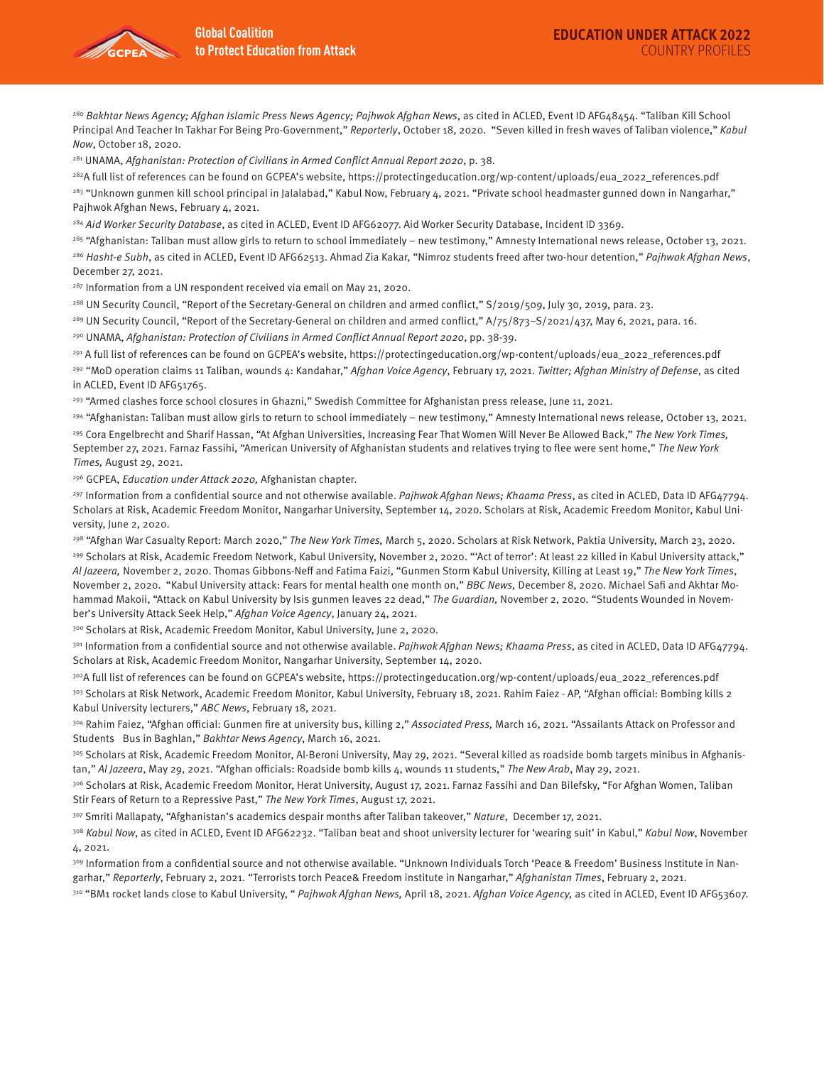[280] *Bakhtar News Agency; Afghan Islamic Press News Agency; Pajhwok Afghan News*, as cited in ACLED, Event ID AFG48454. "Taliban Kill School Principal And Teacher In Takhar For Being Pro-Government," *Reporterly*, October 18, 2020. "Seven killed in fresh waves of Taliban violence," *Kabul Now*, October 18, 2020.

[281] UNAMA, *Afghanistan: Protection of Civilians in Armed Conflict Annual Report 2020*, p. 38.

[282] A full list of references can be found on GCPEA's website, https://protectingeducation.org/wp-content/uploads/eua_2022_references.pdf

[283] "Unknown gunmen kill school principal in Jalalabad," Kabul Now, February 4, 2021. "Private school headmaster gunned down in Nangarhar," Pajhwok Afghan News, February 4, 2021.

[284] *Aid Worker Security Database*, as cited in ACLED, Event ID AFG62077. Aid Worker Security Database, Incident ID 3369.

[285] "Afghanistan: Taliban must allow girls to return to school immediately – new testimony," Amnesty International news release, October 13, 2021.

[286] *Hasht-e Subh*, as cited in ACLED, Event ID AFG62513. Ahmad Zia Kakar, "Nimroz students freed after two-hour detention," *Pajhwok Afghan News*, December 27, 2021.

[287] Information from a UN respondent received via email on May 21, 2020.

[288] UN Security Council, "Report of the Secretary-General on children and armed conflict," S/2019/509, July 30, 2019, para. 23.

[289] UN Security Council, "Report of the Secretary-General on children and armed conflict," A/75/873–S/2021/437, May 6, 2021, para. 16.

[290] UNAMA, *Afghanistan: Protection of Civilians in Armed Conflict Annual Report 2020*, pp. 38-39.

[291] A full list of references can be found on GCPEA's website, https://protectingeducation.org/wp-content/uploads/eua_2022_references.pdf

[292] "MoD operation claims 11 Taliban, wounds 4: Kandahar," *Afghan Voice Agency*, February 17, 2021. *Twitter; Afghan Ministry of Defense*, as cited in ACLED, Event ID AFG51765.

[293] "Armed clashes force school closures in Ghazni," Swedish Committee for Afghanistan press release, June 11, 2021.

[294] "Afghanistan: Taliban must allow girls to return to school immediately – new testimony," Amnesty International news release, October 13, 2021.

[295] Cora Engelbrecht and Sharif Hassan, "At Afghan Universities, Increasing Fear That Women Will Never Be Allowed Back," *The New York Times,* September 27, 2021. Farnaz Fassihi, "American University of Afghanistan students and relatives trying to flee were sent home," *The New York Times,* August 29, 2021.

[296] GCPEA, *Education under Attack 2020,* Afghanistan chapter.

[297] Information from a confidential source and not otherwise available. *Pajhwok Afghan News; Khaama Press*, as cited in ACLED, Data ID AFG47794. Scholars at Risk, Academic Freedom Monitor, Nangarhar University, September 14, 2020. Scholars at Risk, Academic Freedom Monitor, Kabul University, June 2, 2020.

[298] "Afghan War Casualty Report: March 2020," *The New York Times,* March 5, 2020. Scholars at Risk Network, Paktia University, March 23, 2020.

[299] Scholars at Risk, Academic Freedom Network, Kabul University, November 2, 2020. "'Act of terror': At least 22 killed in Kabul University attack," *Al Jazeera,* November 2, 2020. Thomas Gibbons-Neff and Fatima Faizi, "Gunmen Storm Kabul University, Killing at Least 19," *The New York Times*, November 2, 2020. "Kabul University attack: Fears for mental health one month on," *BBC News,* December 8, 2020. Michael Safi and Akhtar Mohammad Makoii, "Attack on Kabul University by Isis gunmen leaves 22 dead," *The Guardian,* November 2, 2020. "Students Wounded in November's University Attack Seek Help," *Afghan Voice Agency*, January 24, 2021.

[300] Scholars at Risk, Academic Freedom Monitor, Kabul University, June 2, 2020.

[301] Information from a confidential source and not otherwise available. *Pajhwok Afghan News; Khaama Press*, as cited in ACLED, Data ID AFG47794. Scholars at Risk, Academic Freedom Monitor, Nangarhar University, September 14, 2020.

[302] A full list of references can be found on GCPEA's website, https://protectingeducation.org/wp-content/uploads/eua_2022_references.pdf

[303] Scholars at Risk Network, Academic Freedom Monitor, Kabul University, February 18, 2021. Rahim Faiez - AP, "Afghan official: Bombing kills 2 Kabul University lecturers," *ABC News*, February 18, 2021.

[304] Rahim Faiez, "Afghan official: Gunmen fire at university bus, killing 2," *Associated Press,* March 16, 2021. "Assailants Attack on Professor and Students Bus in Baghlan," *Bakhtar News Agency*, March 16, 2021.

[305] Scholars at Risk, Academic Freedom Monitor, Al-Beroni University, May 29, 2021. "Several killed as roadside bomb targets minibus in Afghanistan," *Al Jazeera*, May 29, 2021. "Afghan officials: Roadside bomb kills 4, wounds 11 students," *The New Arab*, May 29, 2021.

[306] Scholars at Risk, Academic Freedom Monitor, Herat University, August 17, 2021. Farnaz Fassihi and Dan Bilefsky, "For Afghan Women, Taliban Stir Fears of Return to a Repressive Past," *The New York Times*, August 17, 2021.

[307] Smriti Mallapaty, "Afghanistan's academics despair months after Taliban takeover," *Nature*, December 17, 2021.

[308] *Kabul Now*, as cited in ACLED, Event ID AFG62232. "Taliban beat and shoot university lecturer for 'wearing suit' in Kabul," *Kabul Now*, November 4, 2021.

[309] Information from a confidential source and not otherwise available. "Unknown Individuals Torch 'Peace & Freedom' Business Institute in Nangarhar," *Reporterly*, February 2, 2021. "Terrorists torch Peace& Freedom institute in Nangarhar," *Afghanistan Times*, February 2, 2021.

[310] "BM1 rocket lands close to Kabul University, " *Pajhwok Afghan News,* April 18, 2021. *Afghan Voice Agency,* as cited in ACLED, Event ID AFG53607.